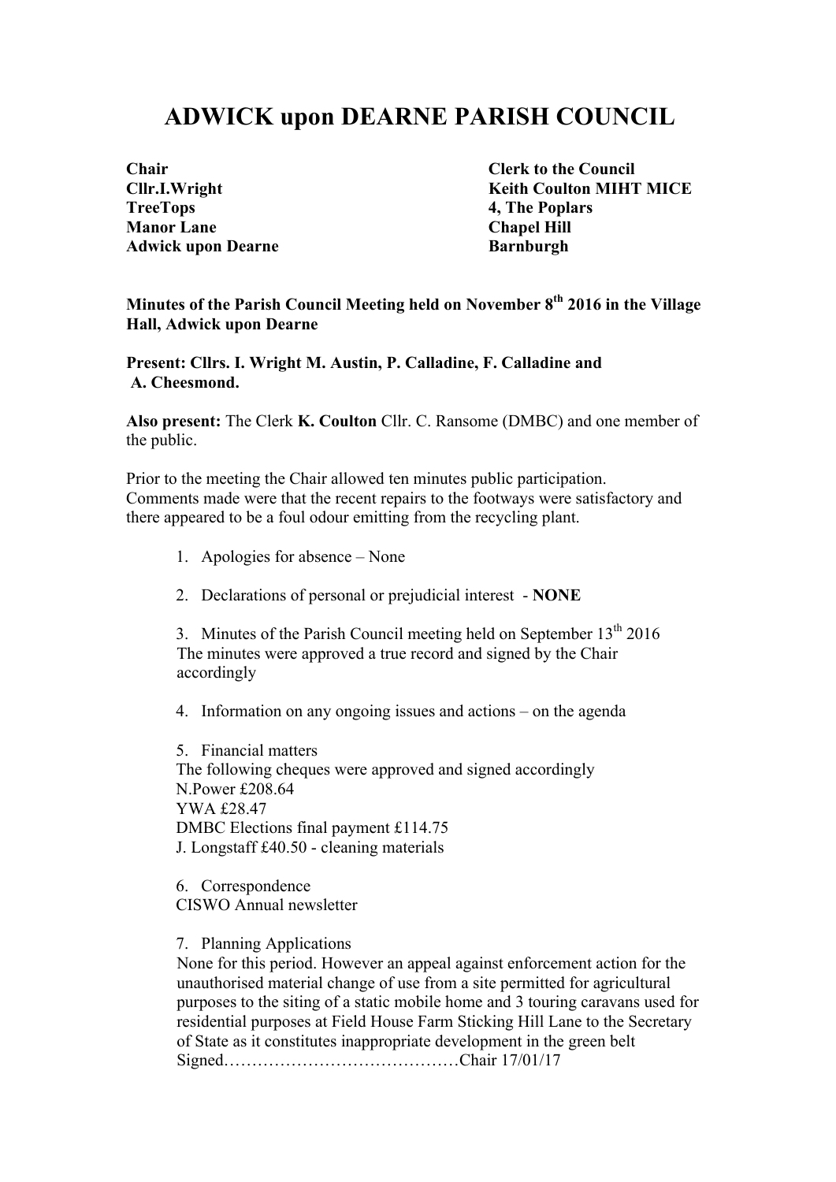# ADWICK upon DEARNE PARISH COUNCIL

**Chair**
**Cllr.I.Wright**
**TreeTops**
**Manor Lane**
**Adwick upon Dearne**

**Clerk to the Council**
**Keith Coulton MIHT MICE**
**4, The Poplars**
**Chapel Hill**
**Barnburgh**

**Minutes of the Parish Council Meeting held on November 8th 2016 in the Village Hall, Adwick upon Dearne**

**Present: Cllrs. I. Wright M. Austin, P. Calladine, F. Calladine and A. Cheesmond.**

**Also present:** The Clerk **K. Coulton** Cllr. C. Ransome (DMBC) and one member of the public.

Prior to the meeting the Chair allowed ten minutes public participation. Comments made were that the recent repairs to the footways were satisfactory and there appeared to be a foul odour emitting from the recycling plant.

1. Apologies for absence – None

2. Declarations of personal or prejudicial interest - **NONE**

3. Minutes of the Parish Council meeting held on September 13th 2016
The minutes were approved a true record and signed by the Chair accordingly

4. Information on any ongoing issues and actions – on the agenda

5. Financial matters
The following cheques were approved and signed accordingly
N.Power £208.64
YWA £28.47
DMBC Elections final payment £114.75
J. Longstaff £40.50 - cleaning materials

6. Correspondence
CISWO Annual newsletter

7. Planning Applications
None for this period. However an appeal against enforcement action for the unauthorised material change of use from a site permitted for agricultural purposes to the siting of a static mobile home and 3 touring caravans used for residential purposes at Field House Farm Sticking Hill Lane to the Secretary of State as it constitutes inappropriate development in the green belt

Signed……………………………………Chair 17/01/17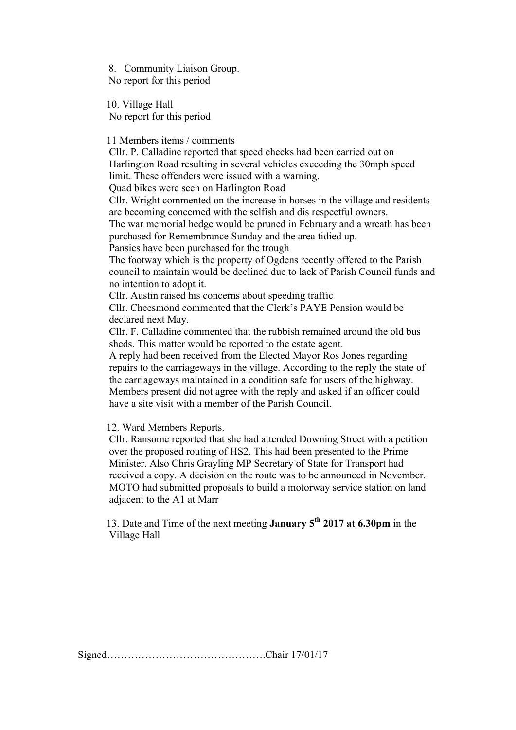8. Community Liaison Group.

No report for this period

10. Village Hall

No report for this period

11 Members items / comments

Cllr. P. Calladine reported that speed checks had been carried out on Harlington Road resulting in several vehicles exceeding the 30mph speed limit. These offenders were issued with a warning.

Quad bikes were seen on Harlington Road

Cllr. Wright commented on the increase in horses in the village and residents are becoming concerned with the selfish and dis respectful owners.

The war memorial hedge would be pruned in February and a wreath has been purchased for Remembrance Sunday and the area tidied up.

Pansies have been purchased for the trough

The footway which is the property of Ogdens recently offered to the Parish council to maintain would be declined due to lack of Parish Council funds and no intention to adopt it.

Cllr. Austin raised his concerns about speeding traffic

Cllr. Cheesmond commented that the Clerk's PAYE Pension would be declared next May.

Cllr. F. Calladine commented that the rubbish remained around the old bus sheds. This matter would be reported to the estate agent.

A reply had been received from the Elected Mayor Ros Jones regarding repairs to the carriageways in the village. According to the reply the state of the carriageways maintained in a condition safe for users of the highway. Members present did not agree with the reply and asked if an officer could have a site visit with a member of the Parish Council.

12. Ward Members Reports.

Cllr. Ransome reported that she had attended Downing Street with a petition over the proposed routing of HS2. This had been presented to the Prime Minister. Also Chris Grayling MP Secretary of State for Transport had received a copy. A decision on the route was to be announced in November. MOTO had submitted proposals to build a motorway service station on land adjacent to the A1 at Marr

13. Date and Time of the next meeting **January 5th 2017 at 6.30pm** in the Village Hall

Signed……………………………………….Chair 17/01/17